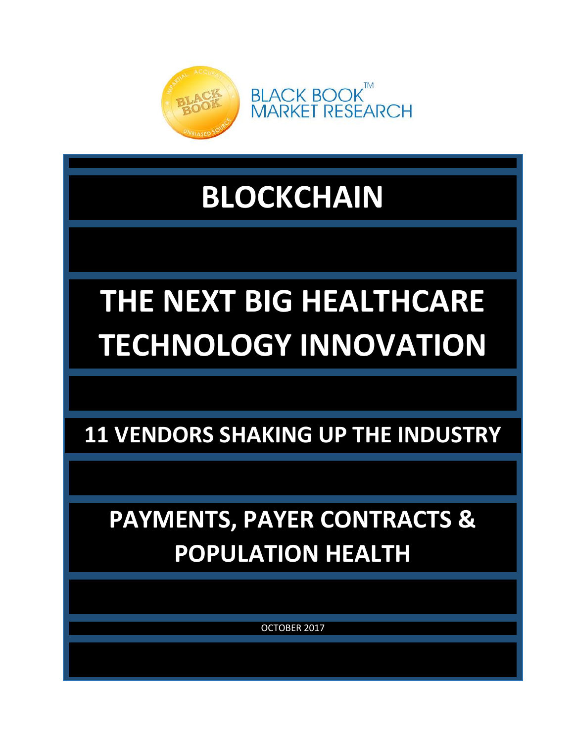BLACK BOOK™
MARKET RESEARCH

# BLOCKCHAIN

# THE NEXT BIG HEALTHCARE TECHNOLOGY INNOVATION

## 11 VENDORS SHAKING UP THE INDUSTRY

## PAYMENTS, PAYER CONTRACTS & POPULATION HEALTH

OCTOBER 2017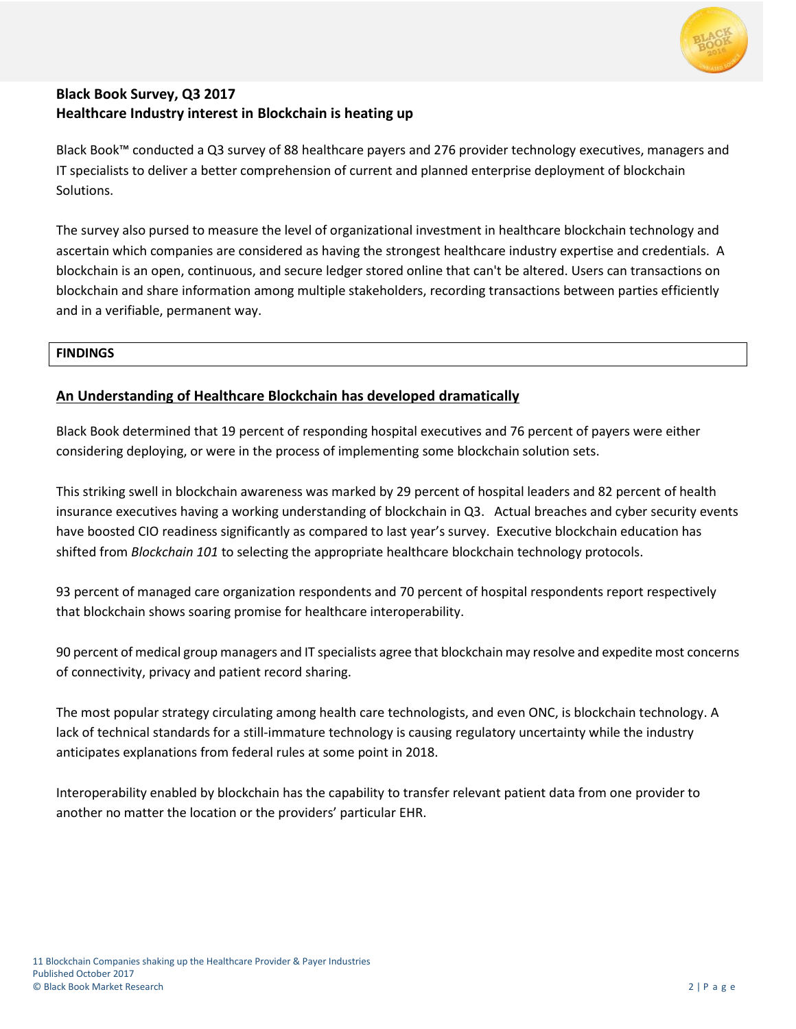**Black Book Survey, Q3 2017**
**Healthcare Industry interest in Blockchain is heating up**

Black Book™ conducted a Q3 survey of 88 healthcare payers and 276 provider technology executives, managers and IT specialists to deliver a better comprehension of current and planned enterprise deployment of blockchain Solutions.

The survey also pursed to measure the level of organizational investment in healthcare blockchain technology and ascertain which companies are considered as having the strongest healthcare industry expertise and credentials. A blockchain is an open, continuous, and secure ledger stored online that can't be altered. Users can transactions on blockchain and share information among multiple stakeholders, recording transactions between parties efficiently and in a verifiable, permanent way.

**FINDINGS**

## An Understanding of Healthcare Blockchain has developed dramatically

Black Book determined that 19 percent of responding hospital executives and 76 percent of payers were either considering deploying, or were in the process of implementing some blockchain solution sets.

This striking swell in blockchain awareness was marked by 29 percent of hospital leaders and 82 percent of health insurance executives having a working understanding of blockchain in Q3. Actual breaches and cyber security events have boosted CIO readiness significantly as compared to last year's survey. Executive blockchain education has shifted from *Blockchain 101* to selecting the appropriate healthcare blockchain technology protocols.

93 percent of managed care organization respondents and 70 percent of hospital respondents report respectively that blockchain shows soaring promise for healthcare interoperability.

90 percent of medical group managers and IT specialists agree that blockchain may resolve and expedite most concerns of connectivity, privacy and patient record sharing.

The most popular strategy circulating among health care technologists, and even ONC, is blockchain technology. A lack of technical standards for a still-immature technology is causing regulatory uncertainty while the industry anticipates explanations from federal rules at some point in 2018.

Interoperability enabled by blockchain has the capability to transfer relevant patient data from one provider to another no matter the location or the providers' particular EHR.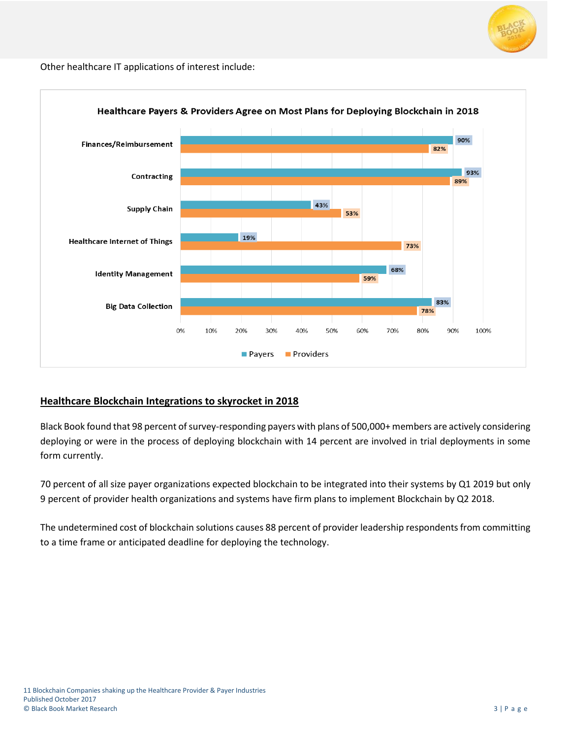Other healthcare IT applications of interest include:

**Healthcare Payers & Providers Agree on Most Plans for Deploying Blockchain in 2018**

| | Payers | Providers |
|---|---|---|
| Finances/Reimbursement | 90% | 82% |
| Contracting | 93% | 89% |
| Supply Chain | 43% | 53% |
| Healthcare Internet of Things | 19% | 73% |
| Identity Management | 68% | 59% |
| Big Data Collection | 83% | 78% |

## Healthcare Blockchain Integrations to skyrocket in 2018

Black Book found that 98 percent of survey-responding payers with plans of 500,000+ members are actively considering deploying or were in the process of deploying blockchain with 14 percent are involved in trial deployments in some form currently.

70 percent of all size payer organizations expected blockchain to be integrated into their systems by Q1 2019 but only 9 percent of provider health organizations and systems have firm plans to implement Blockchain by Q2 2018.

The undetermined cost of blockchain solutions causes 88 percent of provider leadership respondents from committing to a time frame or anticipated deadline for deploying the technology.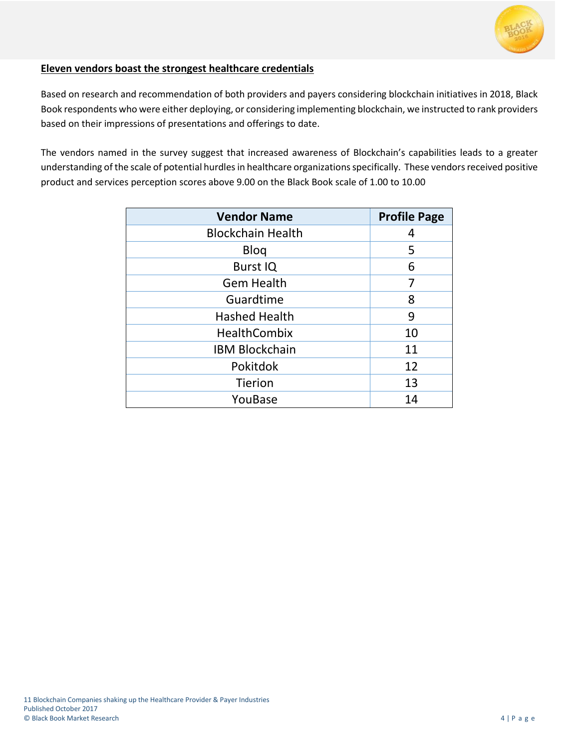**Eleven vendors boast the strongest healthcare credentials**

Based on research and recommendation of both providers and payers considering blockchain initiatives in 2018, Black Book respondents who were either deploying, or considering implementing blockchain, we instructed to rank providers based on their impressions of presentations and offerings to date.

The vendors named in the survey suggest that increased awareness of Blockchain's capabilities leads to a greater understanding of the scale of potential hurdles in healthcare organizations specifically. These vendors received positive product and services perception scores above 9.00 on the Black Book scale of 1.00 to 10.00

| Vendor Name | Profile Page |
| --- | --- |
| Blockchain Health | 4 |
| Bloq | 5 |
| Burst IQ | 6 |
| Gem Health | 7 |
| Guardtime | 8 |
| Hashed Health | 9 |
| HealthCombix | 10 |
| IBM Blockchain | 11 |
| Pokitdok | 12 |
| Tierion | 13 |
| YouBase | 14 |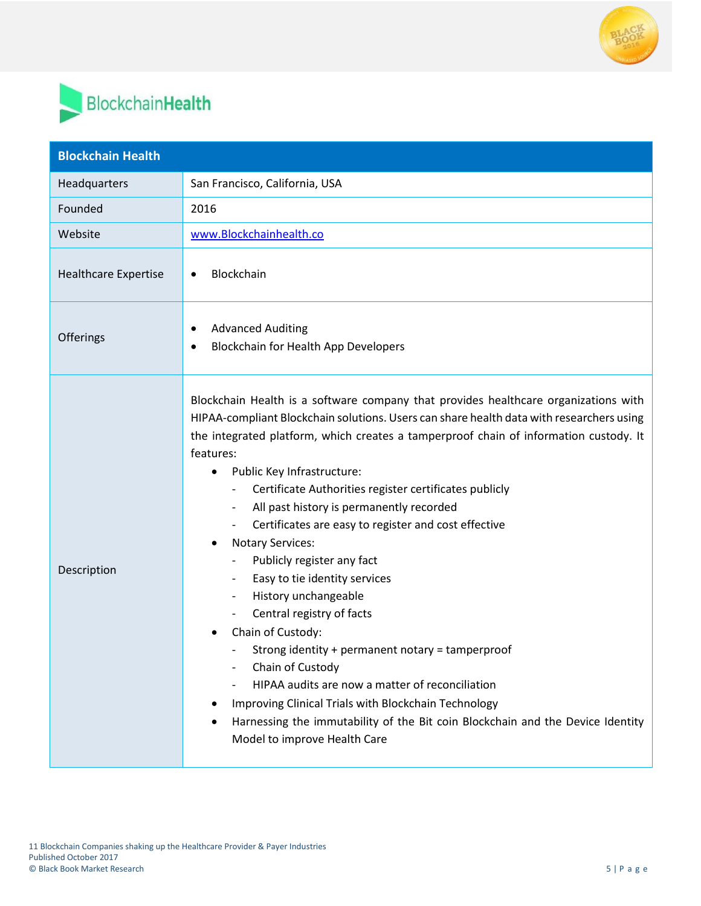# BlockchainHealth

| Blockchain Health | |
|---|---|
| Headquarters | San Francisco, California, USA |
| Founded | 2016 |
| Website | www.Blockchainhealth.co |
| Healthcare Expertise | • Blockchain |
| Offerings | • Advanced Auditing<br>• Blockchain for Health App Developers |
| Description | Blockchain Health is a software company that provides healthcare organizations with HIPAA-compliant Blockchain solutions. Users can share health data with researchers using the integrated platform, which creates a tamperproof chain of information custody. It features:<br>• Public Key Infrastructure:<br>  - Certificate Authorities register certificates publicly<br>  - All past history is permanently recorded<br>  - Certificates are easy to register and cost effective<br>• Notary Services:<br>  - Publicly register any fact<br>  - Easy to tie identity services<br>  - History unchangeable<br>  - Central registry of facts<br>• Chain of Custody:<br>  - Strong identity + permanent notary = tamperproof<br>  - Chain of Custody<br>  - HIPAA audits are now a matter of reconciliation<br>• Improving Clinical Trials with Blockchain Technology<br>• Harnessing the immutability of the Bit coin Blockchain and the Device Identity Model to improve Health Care |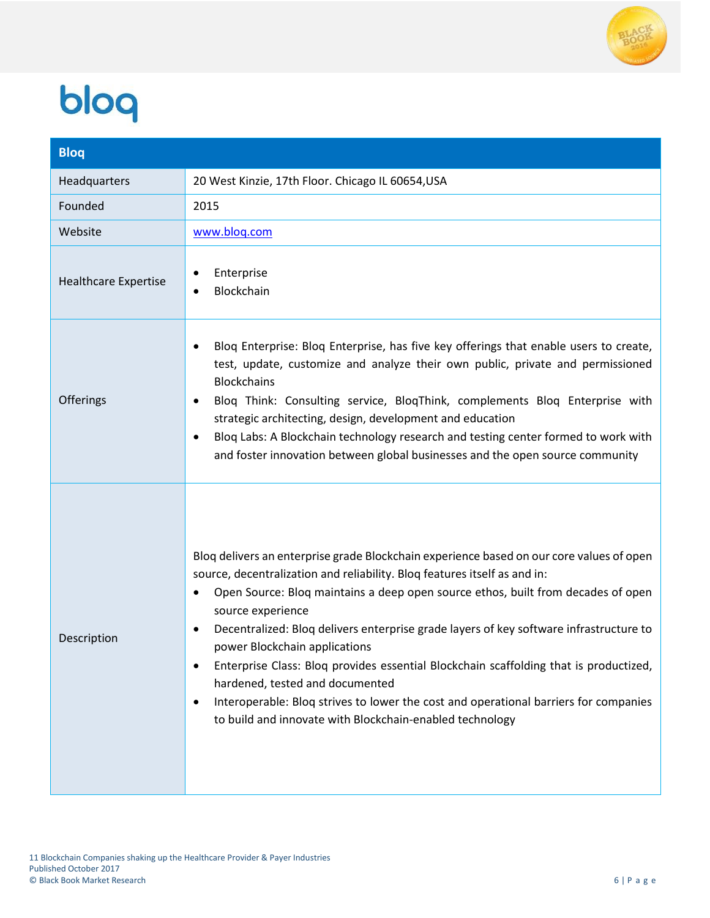# bloq

| Bloq | |
|---|---|
| Headquarters | 20 West Kinzie, 17th Floor. Chicago IL 60654,USA |
| Founded | 2015 |
| Website | [www.bloq.com](http://www.bloq.com) |
| Healthcare Expertise | • Enterprise<br>• Blockchain |
| Offerings | • Bloq Enterprise: Bloq Enterprise, has five key offerings that enable users to create, test, update, customize and analyze their own public, private and permissioned Blockchains<br>• Bloq Think: Consulting service, BloqThink, complements Bloq Enterprise with strategic architecting, design, development and education<br>• Bloq Labs: A Blockchain technology research and testing center formed to work with and foster innovation between global businesses and the open source community |
| Description | Bloq delivers an enterprise grade Blockchain experience based on our core values of open source, decentralization and reliability. Bloq features itself as and in:<br>• Open Source: Bloq maintains a deep open source ethos, built from decades of open source experience<br>• Decentralized: Bloq delivers enterprise grade layers of key software infrastructure to power Blockchain applications<br>• Enterprise Class: Bloq provides essential Blockchain scaffolding that is productized, hardened, tested and documented<br>• Interoperable: Bloq strives to lower the cost and operational barriers for companies to build and innovate with Blockchain-enabled technology |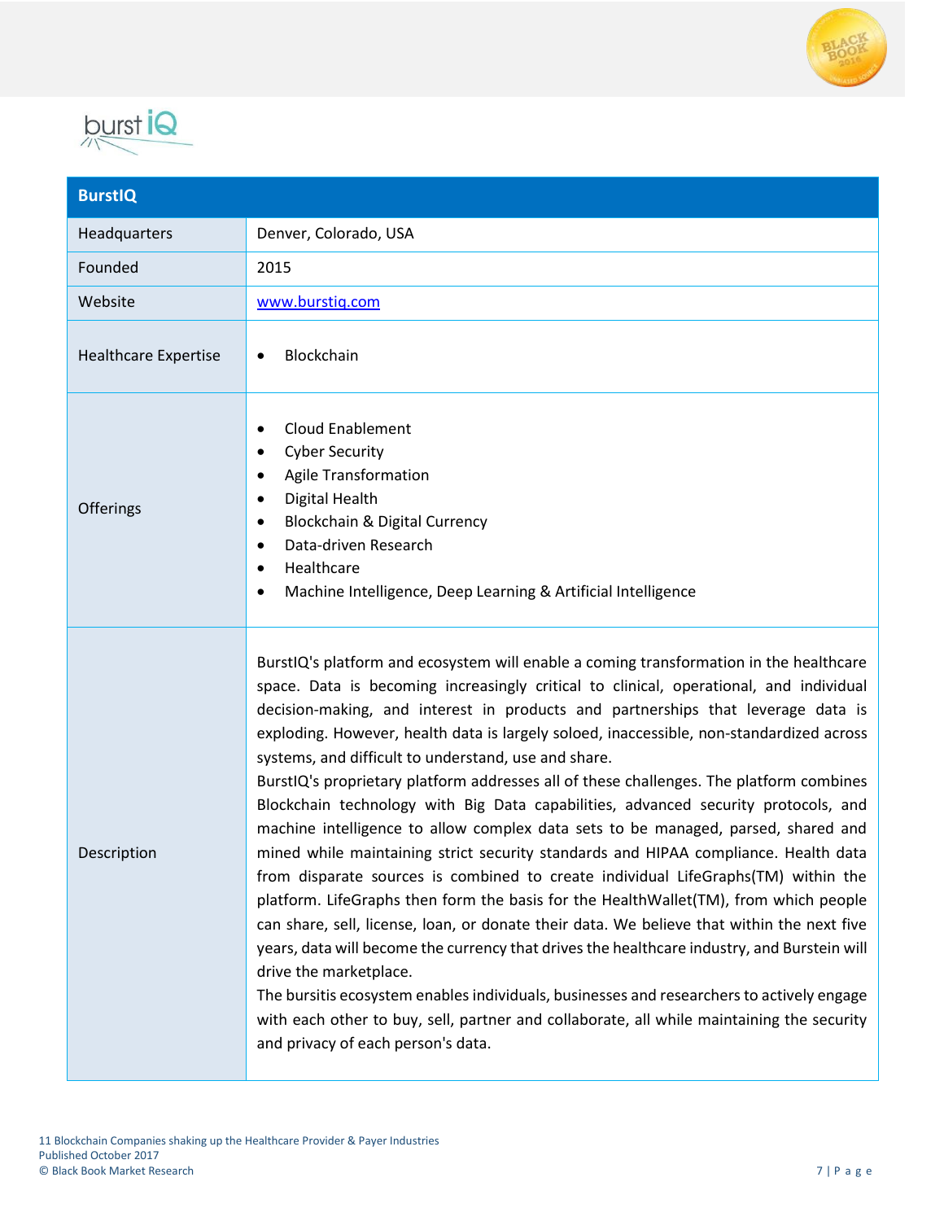| BurstIQ | |
|---|---|
| Headquarters | Denver, Colorado, USA |
| Founded | 2015 |
| Website | www.burstiq.com |
| Healthcare Expertise | • Blockchain |
| Offerings | • Cloud Enablement<br>• Cyber Security<br>• Agile Transformation<br>• Digital Health<br>• Blockchain & Digital Currency<br>• Data-driven Research<br>• Healthcare<br>• Machine Intelligence, Deep Learning & Artificial Intelligence |
| Description | BurstIQ's platform and ecosystem will enable a coming transformation in the healthcare space. Data is becoming increasingly critical to clinical, operational, and individual decision-making, and interest in products and partnerships that leverage data is exploding. However, health data is largely soloed, inaccessible, non-standardized across systems, and difficult to understand, use and share.<br>BurstIQ's proprietary platform addresses all of these challenges. The platform combines Blockchain technology with Big Data capabilities, advanced security protocols, and machine intelligence to allow complex data sets to be managed, parsed, shared and mined while maintaining strict security standards and HIPAA compliance. Health data from disparate sources is combined to create individual LifeGraphs(TM) within the platform. LifeGraphs then form the basis for the HealthWallet(TM), from which people can share, sell, license, loan, or donate their data. We believe that within the next five years, data will become the currency that drives the healthcare industry, and Burstein will drive the marketplace.<br>The bursitis ecosystem enables individuals, businesses and researchers to actively engage with each other to buy, sell, partner and collaborate, all while maintaining the security and privacy of each person's data. |

11 Blockchain Companies shaking up the Healthcare Provider & Payer Industries
Published October 2017
© Black Book Market Research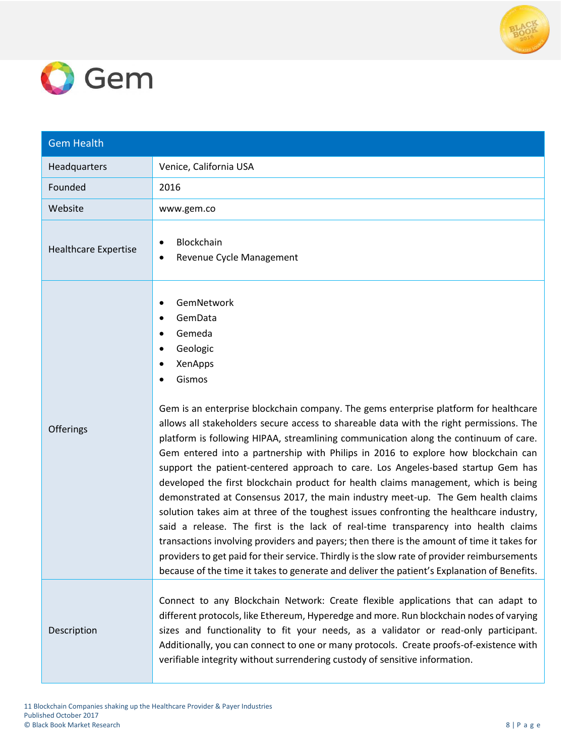# Gem

| Gem Health | |
|---|---|
| Headquarters | Venice, California USA |
| Founded | 2016 |
| Website | www.gem.co |
| Healthcare Expertise | • Blockchain<br>• Revenue Cycle Management |
| Offerings | • GemNetwork<br>• GemData<br>• Gemeda<br>• Geologic<br>• XenApps<br>• Gismos<br><br>Gem is an enterprise blockchain company. The gems enterprise platform for healthcare allows all stakeholders secure access to shareable data with the right permissions. The platform is following HIPAA, streamlining communication along the continuum of care. Gem entered into a partnership with Philips in 2016 to explore how blockchain can support the patient-centered approach to care. Los Angeles-based startup Gem has developed the first blockchain product for health claims management, which is being demonstrated at Consensus 2017, the main industry meet-up. The Gem health claims solution takes aim at three of the toughest issues confronting the healthcare industry, said a release. The first is the lack of real-time transparency into health claims transactions involving providers and payers; then there is the amount of time it takes for providers to get paid for their service. Thirdly is the slow rate of provider reimbursements because of the time it takes to generate and deliver the patient's Explanation of Benefits. |
| Description | Connect to any Blockchain Network: Create flexible applications that can adapt to different protocols, like Ethereum, Hyperedge and more. Run blockchain nodes of varying sizes and functionality to fit your needs, as a validator or read-only participant. Additionally, you can connect to one or many protocols. Create proofs-of-existence with verifiable integrity without surrendering custody of sensitive information. |

11 Blockchain Companies shaking up the Healthcare Provider & Payer Industries
Published October 2017
© Black Book Market Research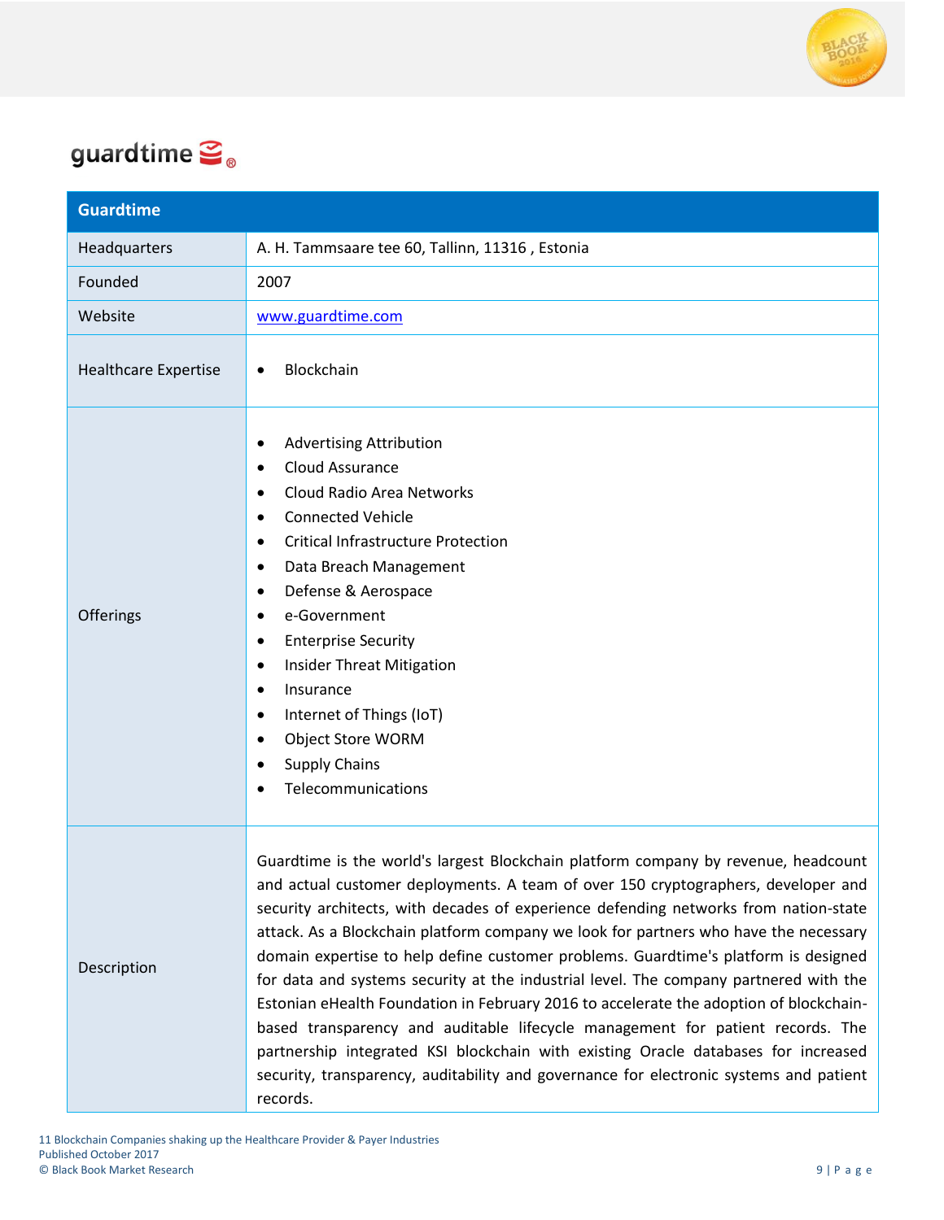# guardtime

| Guardtime | |
|---|---|
| Headquarters | A. H. Tammsaare tee 60, Tallinn, 11316 , Estonia |
| Founded | 2007 |
| Website | www.guardtime.com |
| Healthcare Expertise | • Blockchain |
| Offerings | • Advertising Attribution<br>• Cloud Assurance<br>• Cloud Radio Area Networks<br>• Connected Vehicle<br>• Critical Infrastructure Protection<br>• Data Breach Management<br>• Defense & Aerospace<br>• e-Government<br>• Enterprise Security<br>• Insider Threat Mitigation<br>• Insurance<br>• Internet of Things (IoT)<br>• Object Store WORM<br>• Supply Chains<br>• Telecommunications |
| Description | Guardtime is the world's largest Blockchain platform company by revenue, headcount and actual customer deployments. A team of over 150 cryptographers, developer and security architects, with decades of experience defending networks from nation-state attack. As a Blockchain platform company we look for partners who have the necessary domain expertise to help define customer problems. Guardtime's platform is designed for data and systems security at the industrial level. The company partnered with the Estonian eHealth Foundation in February 2016 to accelerate the adoption of blockchain-based transparency and auditable lifecycle management for patient records. The partnership integrated KSI blockchain with existing Oracle databases for increased security, transparency, auditability and governance for electronic systems and patient records. |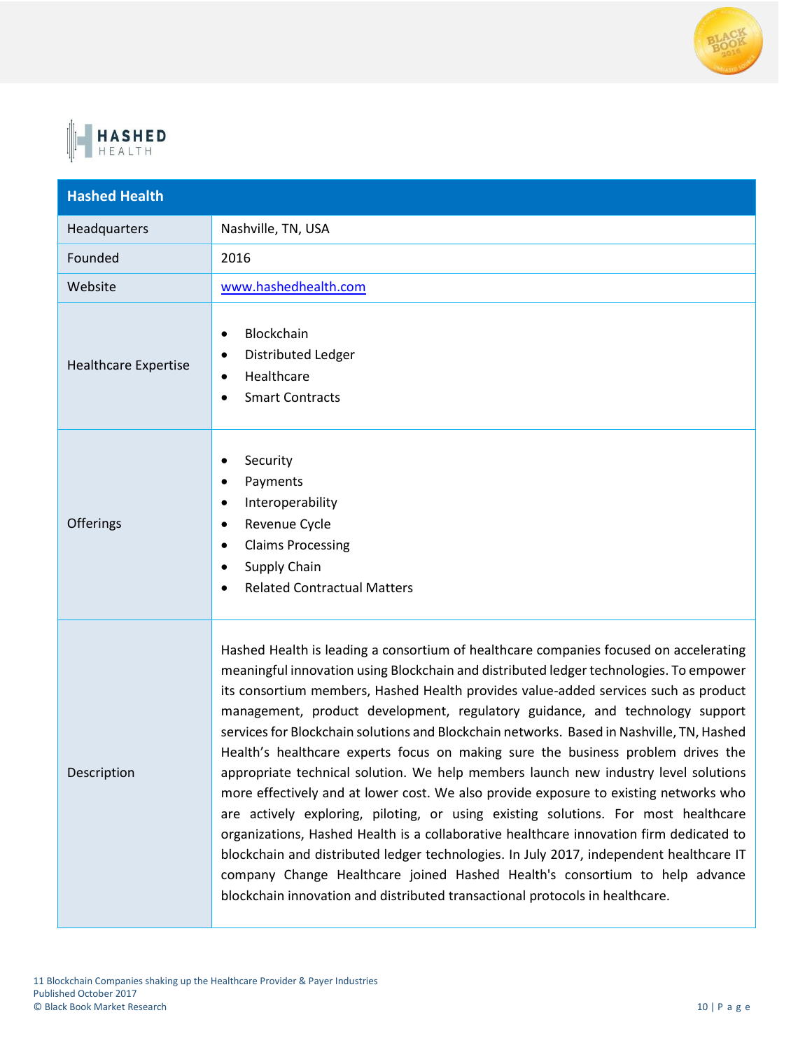| Hashed Health | |
|---|---|
| Headquarters | Nashville, TN, USA |
| Founded | 2016 |
| Website | www.hashedhealth.com |
| Healthcare Expertise | • Blockchain<br>• Distributed Ledger<br>• Healthcare<br>• Smart Contracts |
| Offerings | • Security<br>• Payments<br>• Interoperability<br>• Revenue Cycle<br>• Claims Processing<br>• Supply Chain<br>• Related Contractual Matters |
| Description | Hashed Health is leading a consortium of healthcare companies focused on accelerating meaningful innovation using Blockchain and distributed ledger technologies. To empower its consortium members, Hashed Health provides value-added services such as product management, product development, regulatory guidance, and technology support services for Blockchain solutions and Blockchain networks. Based in Nashville, TN, Hashed Health's healthcare experts focus on making sure the business problem drives the appropriate technical solution. We help members launch new industry level solutions more effectively and at lower cost. We also provide exposure to existing networks who are actively exploring, piloting, or using existing solutions. For most healthcare organizations, Hashed Health is a collaborative healthcare innovation firm dedicated to blockchain and distributed ledger technologies. In July 2017, independent healthcare IT company Change Healthcare joined Hashed Health's consortium to help advance blockchain innovation and distributed transactional protocols in healthcare. |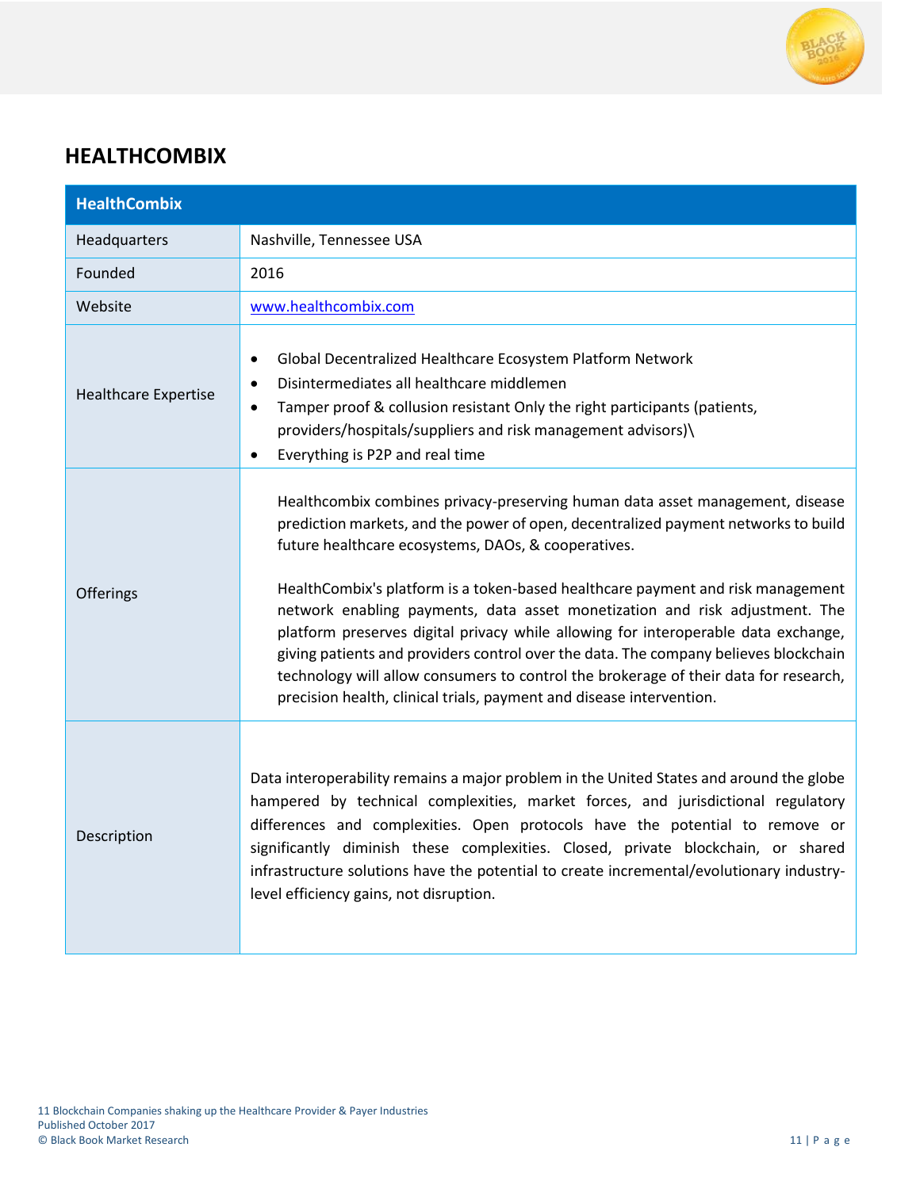## HEALTHCOMBIX

| HealthCombix | |
|---|---|
| Headquarters | Nashville, Tennessee USA |
| Founded | 2016 |
| Website | www.healthcombix.com |
| Healthcare Expertise | • Global Decentralized Healthcare Ecosystem Platform Network<br>• Disintermediates all healthcare middlemen<br>• Tamper proof & collusion resistant Only the right participants (patients, providers/hospitals/suppliers and risk management advisors)\<br>• Everything is P2P and real time |
| Offerings | Healthcombix combines privacy-preserving human data asset management, disease prediction markets, and the power of open, decentralized payment networks to build future healthcare ecosystems, DAOs, & cooperatives.<br><br>HealthCombix's platform is a token-based healthcare payment and risk management network enabling payments, data asset monetization and risk adjustment. The platform preserves digital privacy while allowing for interoperable data exchange, giving patients and providers control over the data. The company believes blockchain technology will allow consumers to control the brokerage of their data for research, precision health, clinical trials, payment and disease intervention. |
| Description | Data interoperability remains a major problem in the United States and around the globe hampered by technical complexities, market forces, and jurisdictional regulatory differences and complexities. Open protocols have the potential to remove or significantly diminish these complexities. Closed, private blockchain, or shared infrastructure solutions have the potential to create incremental/evolutionary industry-level efficiency gains, not disruption. |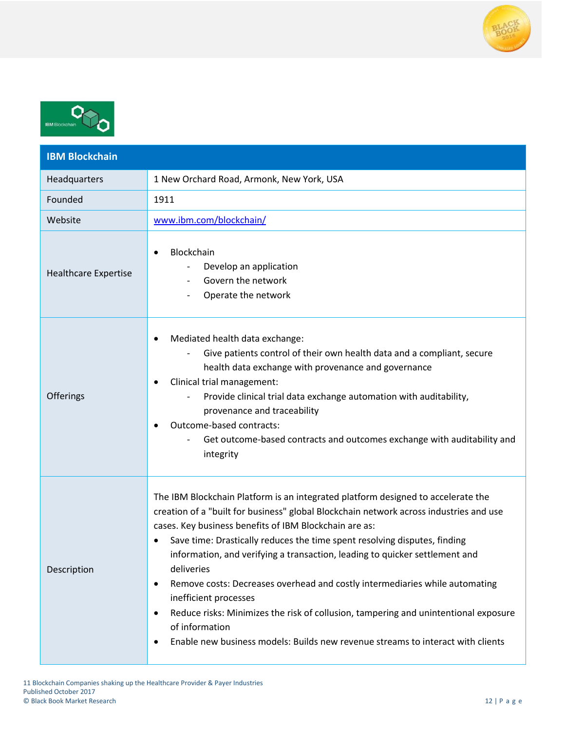| IBM Blockchain | |
|---|---|
| Headquarters | 1 New Orchard Road, Armonk, New York, USA |
| Founded | 1911 |
| Website | www.ibm.com/blockchain/ |
| Healthcare Expertise | • Blockchain<br>- Develop an application<br>- Govern the network<br>- Operate the network |
| Offerings | • Mediated health data exchange:<br>- Give patients control of their own health data and a compliant, secure health data exchange with provenance and governance<br>• Clinical trial management:<br>- Provide clinical trial data exchange automation with auditability, provenance and traceability<br>• Outcome-based contracts:<br>- Get outcome-based contracts and outcomes exchange with auditability and integrity |
| Description | The IBM Blockchain Platform is an integrated platform designed to accelerate the creation of a "built for business" global Blockchain network across industries and use cases. Key business benefits of IBM Blockchain are as:<br>• Save time: Drastically reduces the time spent resolving disputes, finding information, and verifying a transaction, leading to quicker settlement and deliveries<br>• Remove costs: Decreases overhead and costly intermediaries while automating inefficient processes<br>• Reduce risks: Minimizes the risk of collusion, tampering and unintentional exposure of information<br>• Enable new business models: Builds new revenue streams to interact with clients |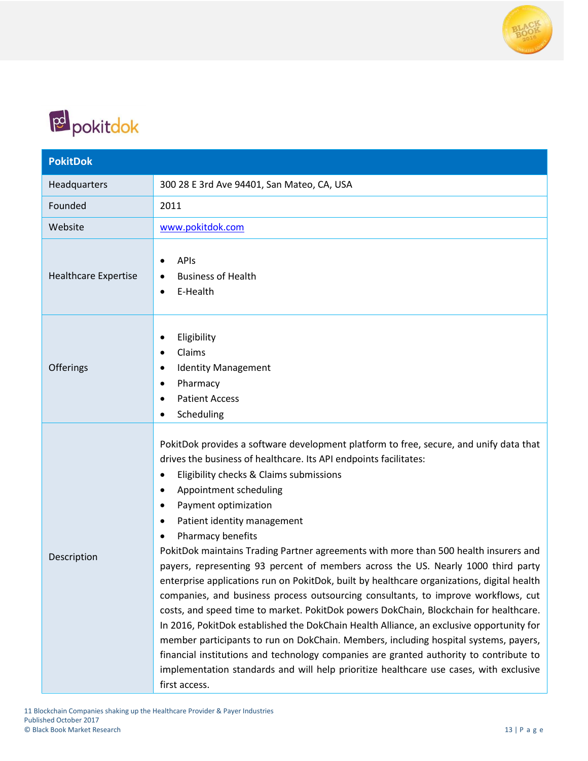pokitdok

| PokitDok | |
|---|---|
| Headquarters | 300 28 E 3rd Ave 94401, San Mateo, CA, USA |
| Founded | 2011 |
| Website | www.pokitdok.com |
| Healthcare Expertise | • APIs<br>• Business of Health<br>• E-Health |
| Offerings | • Eligibility<br>• Claims<br>• Identity Management<br>• Pharmacy<br>• Patient Access<br>• Scheduling |
| Description | PokitDok provides a software development platform to free, secure, and unify data that drives the business of healthcare. Its API endpoints facilitates:<br>• Eligibility checks & Claims submissions<br>• Appointment scheduling<br>• Payment optimization<br>• Patient identity management<br>• Pharmacy benefits<br>PokitDok maintains Trading Partner agreements with more than 500 health insurers and payers, representing 93 percent of members across the US. Nearly 1000 third party enterprise applications run on PokitDok, built by healthcare organizations, digital health companies, and business process outsourcing consultants, to improve workflows, cut costs, and speed time to market. PokitDok powers DokChain, Blockchain for healthcare. In 2016, PokitDok established the DokChain Health Alliance, an exclusive opportunity for member participants to run on DokChain. Members, including hospital systems, payers, financial institutions and technology companies are granted authority to contribute to implementation standards and will help prioritize healthcare use cases, with exclusive first access. |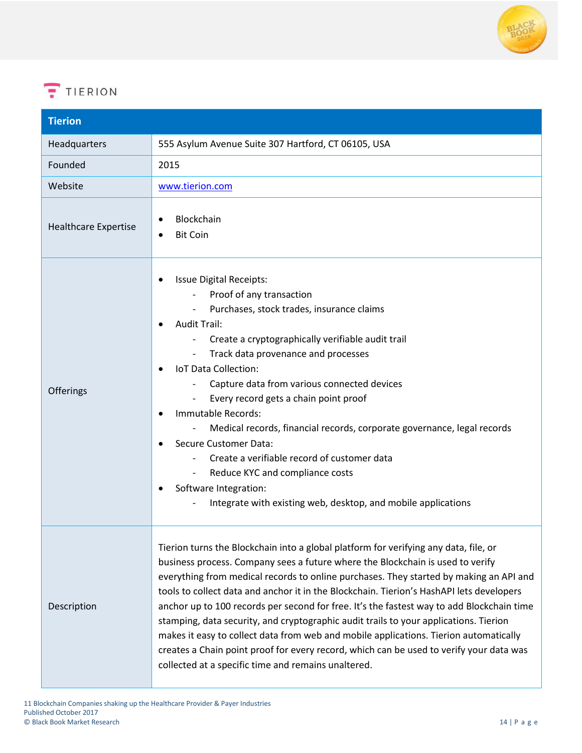TIERION

| Tierion | |
|---|---|
| Headquarters | 555 Asylum Avenue Suite 307 Hartford, CT 06105, USA |
| Founded | 2015 |
| Website | [www.tierion.com](http://www.tierion.com) |
| Healthcare Expertise | • Blockchain<br>• Bit Coin |
| Offerings | • Issue Digital Receipts:<br>  - Proof of any transaction<br>  - Purchases, stock trades, insurance claims<br>• Audit Trail:<br>  - Create a cryptographically verifiable audit trail<br>  - Track data provenance and processes<br>• IoT Data Collection:<br>  - Capture data from various connected devices<br>  - Every record gets a chain point proof<br>• Immutable Records:<br>  - Medical records, financial records, corporate governance, legal records<br>• Secure Customer Data:<br>  - Create a verifiable record of customer data<br>  - Reduce KYC and compliance costs<br>• Software Integration:<br>  - Integrate with existing web, desktop, and mobile applications |
| Description | Tierion turns the Blockchain into a global platform for verifying any data, file, or business process. Company sees a future where the Blockchain is used to verify everything from medical records to online purchases. They started by making an API and tools to collect data and anchor it in the Blockchain. Tierion's HashAPI lets developers anchor up to 100 records per second for free. It's the fastest way to add Blockchain time stamping, data security, and cryptographic audit trails to your applications. Tierion makes it easy to collect data from web and mobile applications. Tierion automatically creates a Chain point proof for every record, which can be used to verify your data was collected at a specific time and remains unaltered. |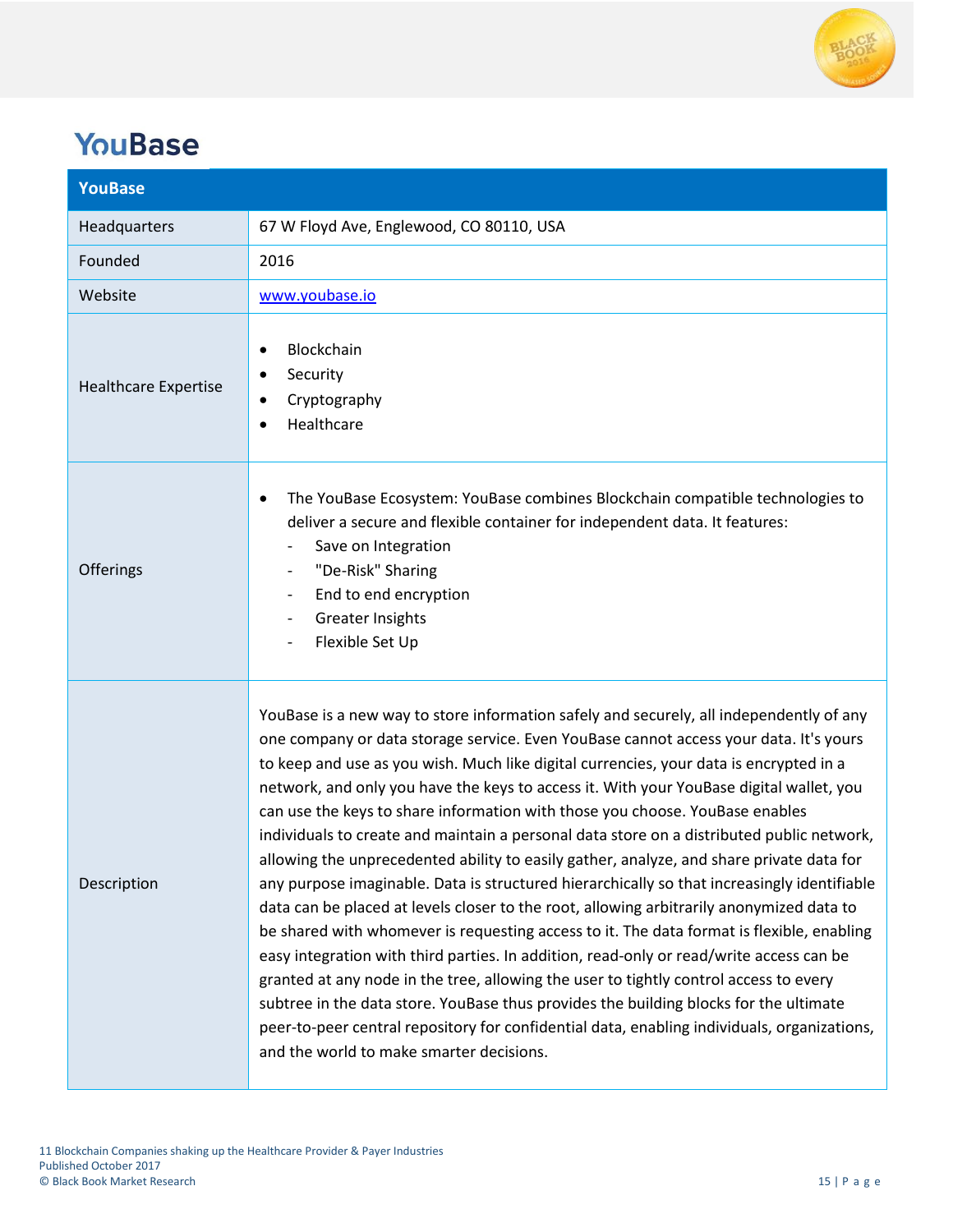# YouBase

| YouBase | |
|---|---|
| Headquarters | 67 W Floyd Ave, Englewood, CO 80110, USA |
| Founded | 2016 |
| Website | www.youbase.io |
| Healthcare Expertise | • Blockchain<br>• Security<br>• Cryptography<br>• Healthcare |
| Offerings | • The YouBase Ecosystem: YouBase combines Blockchain compatible technologies to deliver a secure and flexible container for independent data. It features:<br>- Save on Integration<br>- "De-Risk" Sharing<br>- End to end encryption<br>- Greater Insights<br>- Flexible Set Up |
| Description | YouBase is a new way to store information safely and securely, all independently of any one company or data storage service. Even YouBase cannot access your data. It's yours to keep and use as you wish. Much like digital currencies, your data is encrypted in a network, and only you have the keys to access it. With your YouBase digital wallet, you can use the keys to share information with those you choose. YouBase enables individuals to create and maintain a personal data store on a distributed public network, allowing the unprecedented ability to easily gather, analyze, and share private data for any purpose imaginable. Data is structured hierarchically so that increasingly identifiable data can be placed at levels closer to the root, allowing arbitrarily anonymized data to be shared with whomever is requesting access to it. The data format is flexible, enabling easy integration with third parties. In addition, read-only or read/write access can be granted at any node in the tree, allowing the user to tightly control access to every subtree in the data store. YouBase thus provides the building blocks for the ultimate peer-to-peer central repository for confidential data, enabling individuals, organizations, and the world to make smarter decisions. |